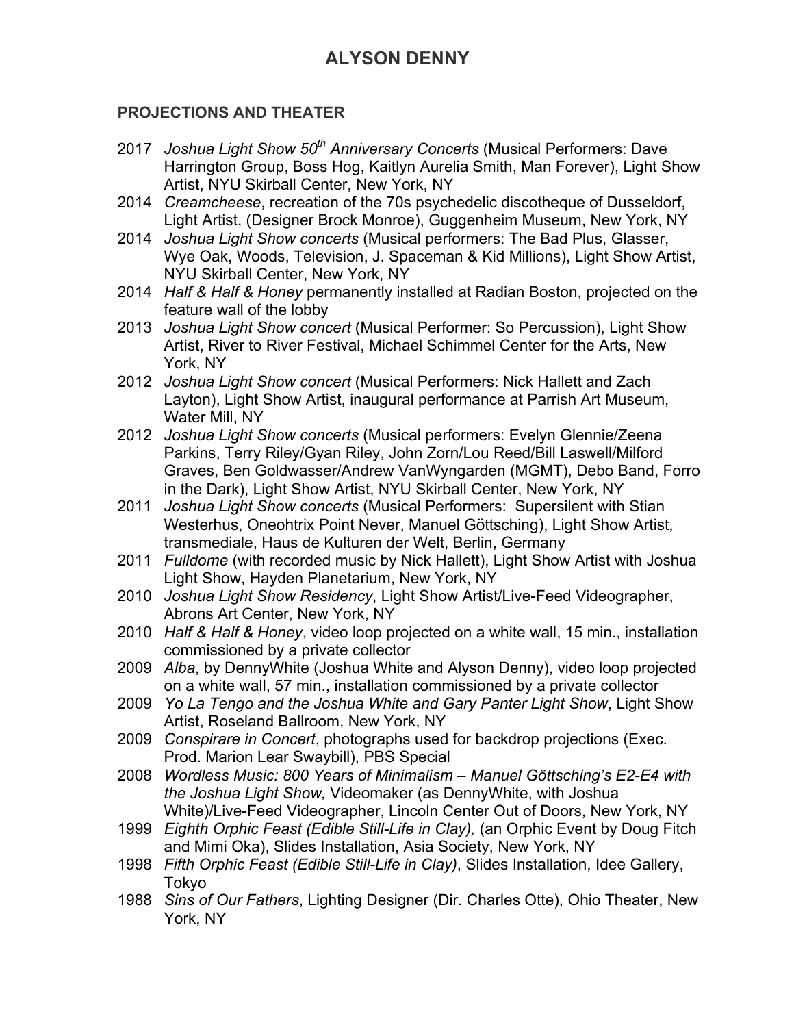# ALYSON DENNY

## PROJECTIONS AND THEATER

- 2017 *Joshua Light Show 50th Anniversary Concerts* (Musical Performers: Dave Harrington Group, Boss Hog, Kaitlyn Aurelia Smith, Man Forever), Light Show Artist, NYU Skirball Center, New York, NY
- 2014 *Creamcheese*, recreation of the 70s psychedelic discotheque of Dusseldorf, Light Artist, (Designer Brock Monroe), Guggenheim Museum, New York, NY
- 2014 *Joshua Light Show concerts* (Musical performers: The Bad Plus, Glasser, Wye Oak, Woods, Television, J. Spaceman & Kid Millions), Light Show Artist, NYU Skirball Center, New York, NY
- 2014 *Half & Half & Honey* permanently installed at Radian Boston, projected on the feature wall of the lobby
- 2013 *Joshua Light Show concert* (Musical Performer: So Percussion), Light Show Artist, River to River Festival, Michael Schimmel Center for the Arts, New York, NY
- 2012 *Joshua Light Show concert* (Musical Performers: Nick Hallett and Zach Layton), Light Show Artist, inaugural performance at Parrish Art Museum, Water Mill, NY
- 2012 *Joshua Light Show concerts* (Musical performers: Evelyn Glennie/Zeena Parkins, Terry Riley/Gyan Riley, John Zorn/Lou Reed/Bill Laswell/Milford Graves, Ben Goldwasser/Andrew VanWyngarden (MGMT), Debo Band, Forro in the Dark), Light Show Artist, NYU Skirball Center, New York, NY
- 2011 *Joshua Light Show concerts* (Musical Performers: Supersilent with Stian Westerhus, Oneohtrix Point Never, Manuel Göttsching), Light Show Artist, transmediale, Haus de Kulturen der Welt, Berlin, Germany
- 2011 *Fulldome* (with recorded music by Nick Hallett), Light Show Artist with Joshua Light Show, Hayden Planetarium, New York, NY
- 2010 *Joshua Light Show Residency*, Light Show Artist/Live-Feed Videographer, Abrons Art Center, New York, NY
- 2010 *Half & Half & Honey*, video loop projected on a white wall, 15 min., installation commissioned by a private collector
- 2009 *Alba*, by DennyWhite (Joshua White and Alyson Denny), video loop projected on a white wall, 57 min., installation commissioned by a private collector
- 2009 *Yo La Tengo and the Joshua White and Gary Panter Light Show*, Light Show Artist, Roseland Ballroom, New York, NY
- 2009 *Conspirare in Concert*, photographs used for backdrop projections (Exec. Prod. Marion Lear Swaybill), PBS Special
- 2008 *Wordless Music: 800 Years of Minimalism – Manuel Göttsching's E2-E4 with the Joshua Light Show,* Videomaker (as DennyWhite, with Joshua White)/Live-Feed Videographer, Lincoln Center Out of Doors, New York, NY
- 1999 *Eighth Orphic Feast (Edible Still-Life in Clay),* (an Orphic Event by Doug Fitch and Mimi Oka), Slides Installation, Asia Society, New York, NY
- 1998 *Fifth Orphic Feast (Edible Still-Life in Clay)*, Slides Installation, Idee Gallery, Tokyo
- 1988 *Sins of Our Fathers*, Lighting Designer (Dir. Charles Otte), Ohio Theater, New York, NY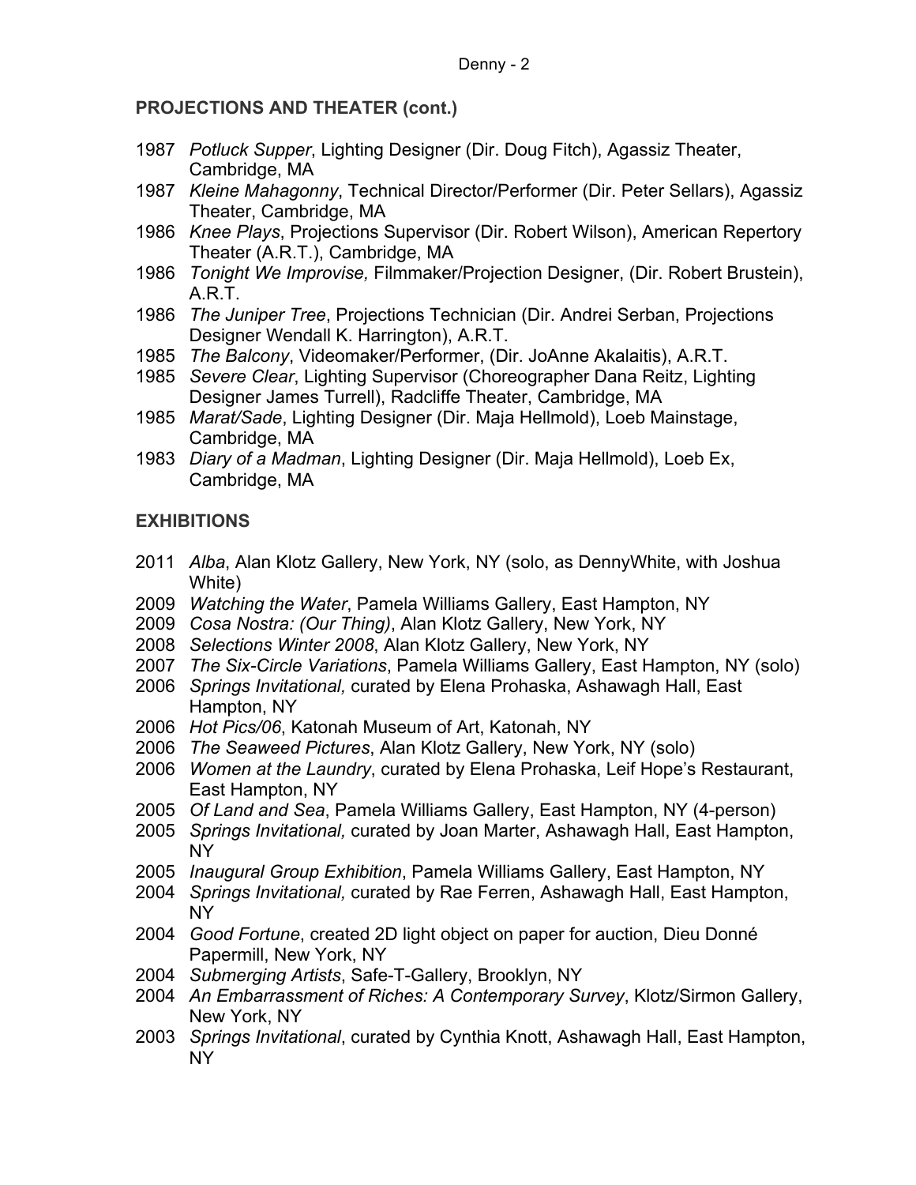## PROJECTIONS AND THEATER (cont.)

- 1987 *Potluck Supper*, Lighting Designer (Dir. Doug Fitch), Agassiz Theater, Cambridge, MA
- 1987 *Kleine Mahagonny*, Technical Director/Performer (Dir. Peter Sellars), Agassiz Theater, Cambridge, MA
- 1986 *Knee Plays*, Projections Supervisor (Dir. Robert Wilson), American Repertory Theater (A.R.T.), Cambridge, MA
- 1986 *Tonight We Improvise,* Filmmaker/Projection Designer, (Dir. Robert Brustein), A.R.T.
- 1986 *The Juniper Tree*, Projections Technician (Dir. Andrei Serban, Projections Designer Wendall K. Harrington), A.R.T.
- 1985 *The Balcony*, Videomaker/Performer, (Dir. JoAnne Akalaitis), A.R.T.
- 1985 *Severe Clear*, Lighting Supervisor (Choreographer Dana Reitz, Lighting Designer James Turrell), Radcliffe Theater, Cambridge, MA
- 1985 *Marat/Sade*, Lighting Designer (Dir. Maja Hellmold), Loeb Mainstage, Cambridge, MA
- 1983 *Diary of a Madman*, Lighting Designer (Dir. Maja Hellmold), Loeb Ex, Cambridge, MA

## EXHIBITIONS

- 2011 *Alba*, Alan Klotz Gallery, New York, NY (solo, as DennyWhite, with Joshua White)
- 2009 *Watching the Water*, Pamela Williams Gallery, East Hampton, NY
- 2009 *Cosa Nostra: (Our Thing)*, Alan Klotz Gallery, New York, NY
- 2008 *Selections Winter 2008*, Alan Klotz Gallery, New York, NY
- 2007 *The Six-Circle Variations*, Pamela Williams Gallery, East Hampton, NY (solo)
- 2006 *Springs Invitational,* curated by Elena Prohaska, Ashawagh Hall, East Hampton, NY
- 2006 *Hot Pics/06*, Katonah Museum of Art, Katonah, NY
- 2006 *The Seaweed Pictures*, Alan Klotz Gallery, New York, NY (solo)
- 2006 *Women at the Laundry*, curated by Elena Prohaska, Leif Hope's Restaurant, East Hampton, NY
- 2005 *Of Land and Sea*, Pamela Williams Gallery, East Hampton, NY (4-person)
- 2005 *Springs Invitational,* curated by Joan Marter, Ashawagh Hall, East Hampton, NY
- 2005 *Inaugural Group Exhibition*, Pamela Williams Gallery, East Hampton, NY
- 2004 *Springs Invitational,* curated by Rae Ferren, Ashawagh Hall, East Hampton, NY
- 2004 *Good Fortune*, created 2D light object on paper for auction, Dieu Donné Papermill, New York, NY
- 2004 *Submerging Artists*, Safe-T-Gallery, Brooklyn, NY
- 2004 *An Embarrassment of Riches: A Contemporary Survey*, Klotz/Sirmon Gallery, New York, NY
- 2003 *Springs Invitational*, curated by Cynthia Knott, Ashawagh Hall, East Hampton, NY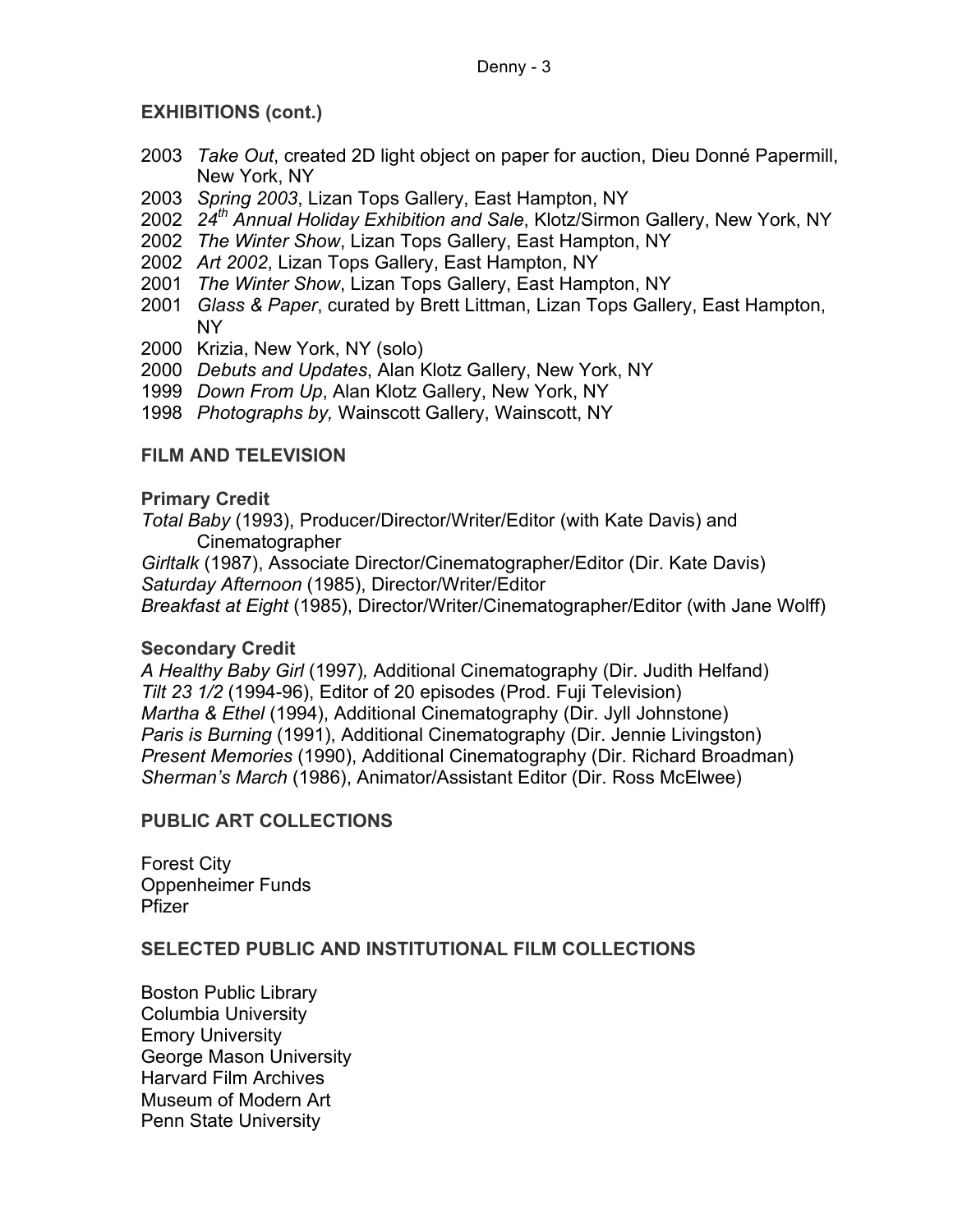## EXHIBITIONS (cont.)

- 2003 *Take Out*, created 2D light object on paper for auction, Dieu Donné Papermill, New York, NY
- 2003 *Spring 2003*, Lizan Tops Gallery, East Hampton, NY
- 2002 *24th Annual Holiday Exhibition and Sale*, Klotz/Sirmon Gallery, New York, NY
- 2002 *The Winter Show*, Lizan Tops Gallery, East Hampton, NY
- 2002 *Art 2002*, Lizan Tops Gallery, East Hampton, NY
- 2001 *The Winter Show*, Lizan Tops Gallery, East Hampton, NY
- 2001 *Glass & Paper*, curated by Brett Littman, Lizan Tops Gallery, East Hampton, NY
- 2000 Krizia, New York, NY (solo)
- 2000 *Debuts and Updates*, Alan Klotz Gallery, New York, NY
- 1999 *Down From Up*, Alan Klotz Gallery, New York, NY
- 1998 *Photographs by,* Wainscott Gallery, Wainscott, NY

## FILM AND TELEVISION

### Primary Credit

*Total Baby* (1993), Producer/Director/Writer/Editor (with Kate Davis) and Cinematographer
*Girltalk* (1987), Associate Director/Cinematographer/Editor (Dir. Kate Davis)
*Saturday Afternoon* (1985), Director/Writer/Editor
*Breakfast at Eight* (1985), Director/Writer/Cinematographer/Editor (with Jane Wolff)

### Secondary Credit

*A Healthy Baby Girl* (1997), Additional Cinematography (Dir. Judith Helfand)
*Tilt 23 1/2* (1994-96), Editor of 20 episodes (Prod. Fuji Television)
*Martha & Ethel* (1994), Additional Cinematography (Dir. Jyll Johnstone)
*Paris is Burning* (1991), Additional Cinematography (Dir. Jennie Livingston)
*Present Memories* (1990), Additional Cinematography (Dir. Richard Broadman)
*Sherman's March* (1986), Animator/Assistant Editor (Dir. Ross McElwee)

## PUBLIC ART COLLECTIONS

Forest City
Oppenheimer Funds
Pfizer

## SELECTED PUBLIC AND INSTITUTIONAL FILM COLLECTIONS

Boston Public Library
Columbia University
Emory University
George Mason University
Harvard Film Archives
Museum of Modern Art
Penn State University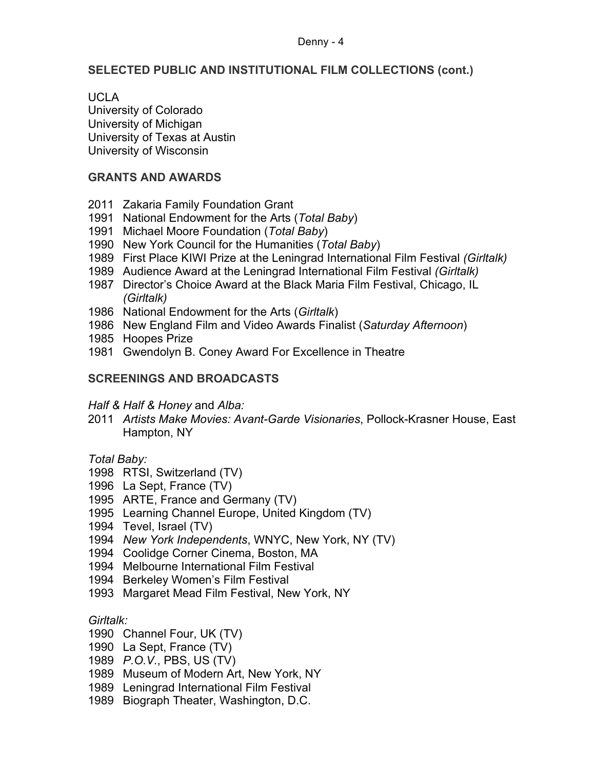## SELECTED PUBLIC AND INSTITUTIONAL FILM COLLECTIONS (cont.)

UCLA
University of Colorado
University of Michigan
University of Texas at Austin
University of Wisconsin

## GRANTS AND AWARDS

2011 Zakaria Family Foundation Grant
1991 National Endowment for the Arts (*Total Baby*)
1991 Michael Moore Foundation (*Total Baby*)
1990 New York Council for the Humanities (*Total Baby*)
1989 First Place KIWI Prize at the Leningrad International Film Festival *(Girltalk)*
1989 Audience Award at the Leningrad International Film Festival *(Girltalk)*
1987 Director's Choice Award at the Black Maria Film Festival, Chicago, IL *(Girltalk)*
1986 National Endowment for the Arts (*Girltalk*)
1986 New England Film and Video Awards Finalist (*Saturday Afternoon*)
1985 Hoopes Prize
1981 Gwendolyn B. Coney Award For Excellence in Theatre

## SCREENINGS AND BROADCASTS

*Half & Half & Honey* and *Alba:*
2011 *Artists Make Movies: Avant-Garde Visionaries*, Pollock-Krasner House, East Hampton, NY

*Total Baby:*
1998 RTSI, Switzerland (TV)
1996 La Sept, France (TV)
1995 ARTE, France and Germany (TV)
1995 Learning Channel Europe, United Kingdom (TV)
1994 Tevel, Israel (TV)
1994 *New York Independents*, WNYC, New York, NY (TV)
1994 Coolidge Corner Cinema, Boston, MA
1994 Melbourne International Film Festival
1994 Berkeley Women's Film Festival
1993 Margaret Mead Film Festival, New York, NY

*Girltalk:*
1990 Channel Four, UK (TV)
1990 La Sept, France (TV)
1989 *P.O.V.*, PBS, US (TV)
1989 Museum of Modern Art, New York, NY
1989 Leningrad International Film Festival
1989 Biograph Theater, Washington, D.C.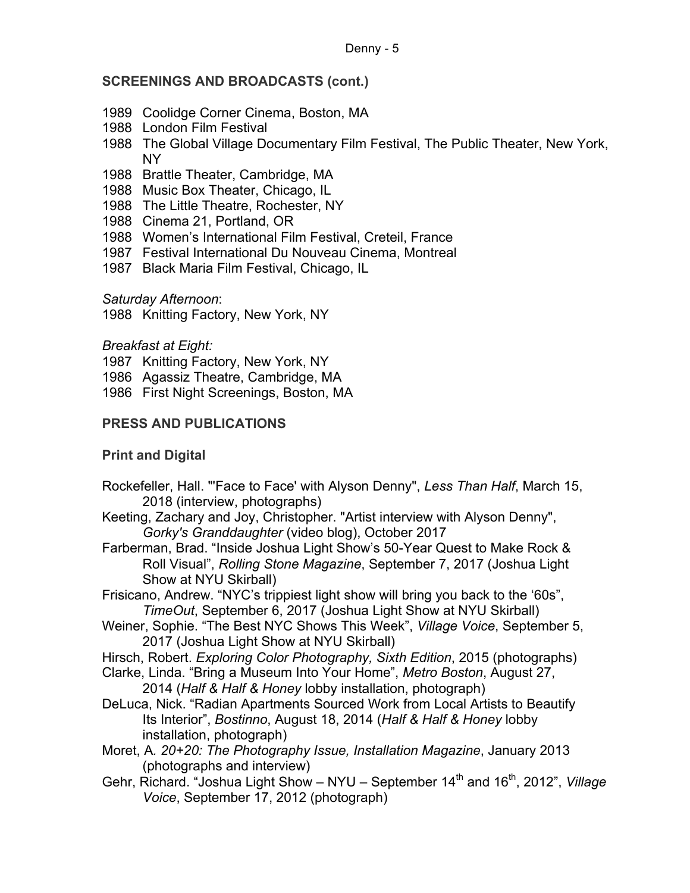**SCREENINGS AND BROADCASTS (cont.)**

1989 Coolidge Corner Cinema, Boston, MA
1988 London Film Festival
1988 The Global Village Documentary Film Festival, The Public Theater, New York, NY
1988 Brattle Theater, Cambridge, MA
1988 Music Box Theater, Chicago, IL
1988 The Little Theatre, Rochester, NY
1988 Cinema 21, Portland, OR
1988 Women's International Film Festival, Creteil, France
1987 Festival International Du Nouveau Cinema, Montreal
1987 Black Maria Film Festival, Chicago, IL

*Saturday Afternoon*:
1988 Knitting Factory, New York, NY

*Breakfast at Eight:*
1987 Knitting Factory, New York, NY
1986 Agassiz Theatre, Cambridge, MA
1986 First Night Screenings, Boston, MA

**PRESS AND PUBLICATIONS**

**Print and Digital**

Rockefeller, Hall. "'Face to Face' with Alyson Denny", *Less Than Half*, March 15, 2018 (interview, photographs)

Keeting, Zachary and Joy, Christopher. "Artist interview with Alyson Denny", *Gorky's Granddaughter* (video blog), October 2017

Farberman, Brad. "Inside Joshua Light Show's 50-Year Quest to Make Rock & Roll Visual", *Rolling Stone Magazine*, September 7, 2017 (Joshua Light Show at NYU Skirball)

Frisicano, Andrew. "NYC's trippiest light show will bring you back to the '60s", *TimeOut*, September 6, 2017 (Joshua Light Show at NYU Skirball)

Weiner, Sophie. "The Best NYC Shows This Week", *Village Voice*, September 5, 2017 (Joshua Light Show at NYU Skirball)

Hirsch, Robert. *Exploring Color Photography, Sixth Edition*, 2015 (photographs)

Clarke, Linda. "Bring a Museum Into Your Home", *Metro Boston*, August 27, 2014 (*Half & Half & Honey* lobby installation, photograph)

DeLuca, Nick. "Radian Apartments Sourced Work from Local Artists to Beautify Its Interior", *Bostinno*, August 18, 2014 (*Half & Half & Honey* lobby installation, photograph)

Moret, A. *20+20: The Photography Issue, Installation Magazine*, January 2013 (photographs and interview)

Gehr, Richard. "Joshua Light Show – NYU – September 14th and 16th, 2012", *Village Voice*, September 17, 2012 (photograph)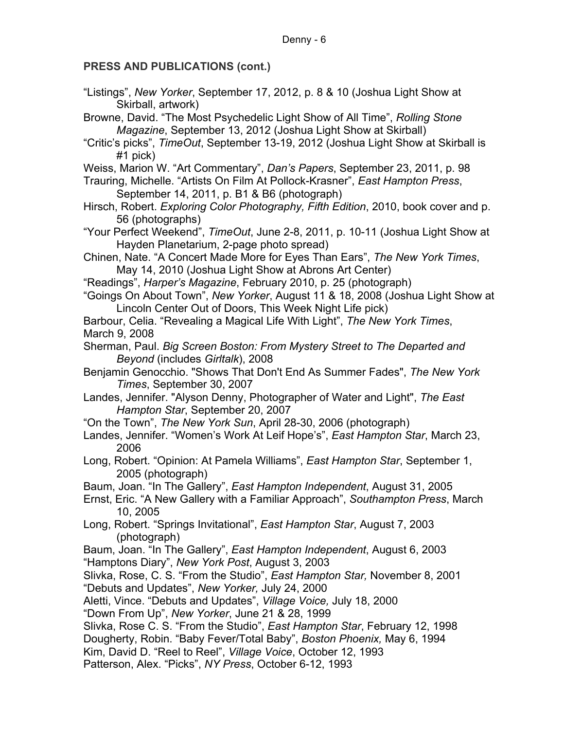**PRESS AND PUBLICATIONS (cont.)**

"Listings", *New Yorker*, September 17, 2012, p. 8 & 10 (Joshua Light Show at Skirball, artwork)

Browne, David. "The Most Psychedelic Light Show of All Time", *Rolling Stone Magazine*, September 13, 2012 (Joshua Light Show at Skirball)

"Critic's picks", *TimeOut*, September 13-19, 2012 (Joshua Light Show at Skirball is #1 pick)

Weiss, Marion W. "Art Commentary", *Dan's Papers*, September 23, 2011, p. 98

Trauring, Michelle. "Artists On Film At Pollock-Krasner", *East Hampton Press*, September 14, 2011, p. B1 & B6 (photograph)

Hirsch, Robert. *Exploring Color Photography, Fifth Edition*, 2010, book cover and p. 56 (photographs)

"Your Perfect Weekend", *TimeOut*, June 2-8, 2011, p. 10-11 (Joshua Light Show at Hayden Planetarium, 2-page photo spread)

Chinen, Nate. "A Concert Made More for Eyes Than Ears", *The New York Times*, May 14, 2010 (Joshua Light Show at Abrons Art Center)

"Readings", *Harper's Magazine*, February 2010, p. 25 (photograph)

"Goings On About Town", *New Yorker*, August 11 & 18, 2008 (Joshua Light Show at Lincoln Center Out of Doors, This Week Night Life pick)

Barbour, Celia. "Revealing a Magical Life With Light", *The New York Times*, March 9, 2008

Sherman, Paul. *Big Screen Boston: From Mystery Street to The Departed and Beyond* (includes *Girltalk*), 2008

Benjamin Genocchio. "Shows That Don't End As Summer Fades", *The New York Times*, September 30, 2007

Landes, Jennifer. "Alyson Denny, Photographer of Water and Light", *The East Hampton Star*, September 20, 2007

"On the Town", *The New York Sun*, April 28-30, 2006 (photograph)

Landes, Jennifer. "Women's Work At Leif Hope's", *East Hampton Star*, March 23, 2006

Long, Robert. "Opinion: At Pamela Williams", *East Hampton Star*, September 1, 2005 (photograph)

Baum, Joan. "In The Gallery", *East Hampton Independent*, August 31, 2005

Ernst, Eric. "A New Gallery with a Familiar Approach", *Southampton Press*, March 10, 2005

Long, Robert. "Springs Invitational", *East Hampton Star*, August 7, 2003 (photograph)

Baum, Joan. "In The Gallery", *East Hampton Independent*, August 6, 2003

"Hamptons Diary", *New York Post*, August 3, 2003

Slivka, Rose, C. S. "From the Studio", *East Hampton Star,* November 8, 2001

"Debuts and Updates", *New Yorker,* July 24, 2000

Aletti, Vince. "Debuts and Updates", *Village Voice,* July 18, 2000

"Down From Up", *New Yorker*, June 21 & 28, 1999

Slivka, Rose C. S. "From the Studio", *East Hampton Star*, February 12, 1998

Dougherty, Robin. "Baby Fever/Total Baby", *Boston Phoenix,* May 6, 1994

Kim, David D. "Reel to Reel", *Village Voice*, October 12, 1993

Patterson, Alex. "Picks", *NY Press*, October 6-12, 1993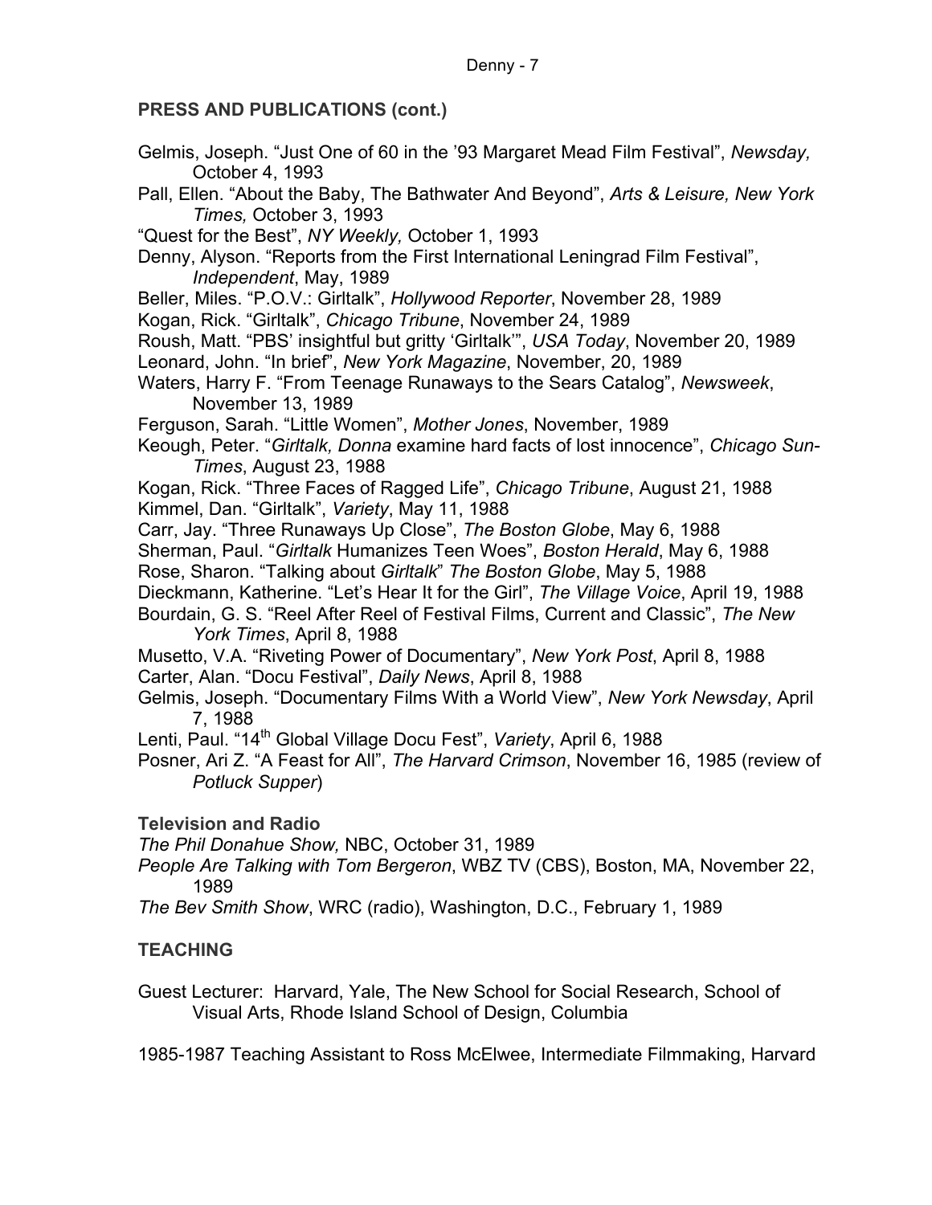**PRESS AND PUBLICATIONS (cont.)**

Gelmis, Joseph. "Just One of 60 in the '93 Margaret Mead Film Festival", *Newsday,* October 4, 1993

Pall, Ellen. "About the Baby, The Bathwater And Beyond", *Arts & Leisure, New York Times,* October 3, 1993

"Quest for the Best", *NY Weekly,* October 1, 1993

Denny, Alyson. "Reports from the First International Leningrad Film Festival", *Independent*, May, 1989

Beller, Miles. "P.O.V.: Girltalk", *Hollywood Reporter*, November 28, 1989

Kogan, Rick. "Girltalk", *Chicago Tribune*, November 24, 1989

Roush, Matt. "PBS' insightful but gritty 'Girltalk'", *USA Today*, November 20, 1989

Leonard, John. "In brief", *New York Magazine*, November, 20, 1989

Waters, Harry F. "From Teenage Runaways to the Sears Catalog", *Newsweek*, November 13, 1989

Ferguson, Sarah. "Little Women", *Mother Jones*, November, 1989

Keough, Peter. "*Girltalk, Donna* examine hard facts of lost innocence", *Chicago Sun-Times*, August 23, 1988

Kogan, Rick. "Three Faces of Ragged Life", *Chicago Tribune*, August 21, 1988

Kimmel, Dan. "Girltalk", *Variety*, May 11, 1988

Carr, Jay. "Three Runaways Up Close", *The Boston Globe*, May 6, 1988

Sherman, Paul. "*Girltalk* Humanizes Teen Woes", *Boston Herald*, May 6, 1988

Rose, Sharon. "Talking about *Girltalk*" *The Boston Globe*, May 5, 1988

Dieckmann, Katherine. "Let's Hear It for the Girl", *The Village Voice*, April 19, 1988

Bourdain, G. S. "Reel After Reel of Festival Films, Current and Classic", *The New York Times*, April 8, 1988

Musetto, V.A. "Riveting Power of Documentary", *New York Post*, April 8, 1988

Carter, Alan. "Docu Festival", *Daily News*, April 8, 1988

Gelmis, Joseph. "Documentary Films With a World View", *New York Newsday*, April 7, 1988

Lenti, Paul. "14th Global Village Docu Fest", *Variety*, April 6, 1988

Posner, Ari Z. "A Feast for All", *The Harvard Crimson*, November 16, 1985 (review of *Potluck Supper*)

**Television and Radio**

*The Phil Donahue Show,* NBC, October 31, 1989

*People Are Talking with Tom Bergeron*, WBZ TV (CBS), Boston, MA, November 22, 1989

*The Bev Smith Show*, WRC (radio), Washington, D.C., February 1, 1989

## TEACHING

Guest Lecturer: Harvard, Yale, The New School for Social Research, School of Visual Arts, Rhode Island School of Design, Columbia

1985-1987 Teaching Assistant to Ross McElwee, Intermediate Filmmaking, Harvard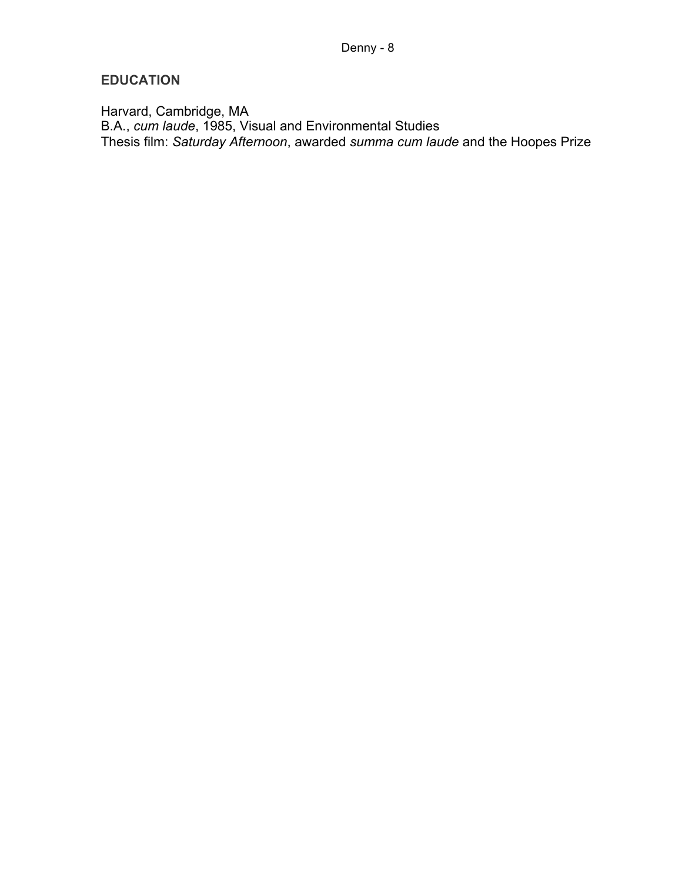## EDUCATION

Harvard, Cambridge, MA
B.A., *cum laude*, 1985, Visual and Environmental Studies
Thesis film: *Saturday Afternoon*, awarded *summa cum laude* and the Hoopes Prize